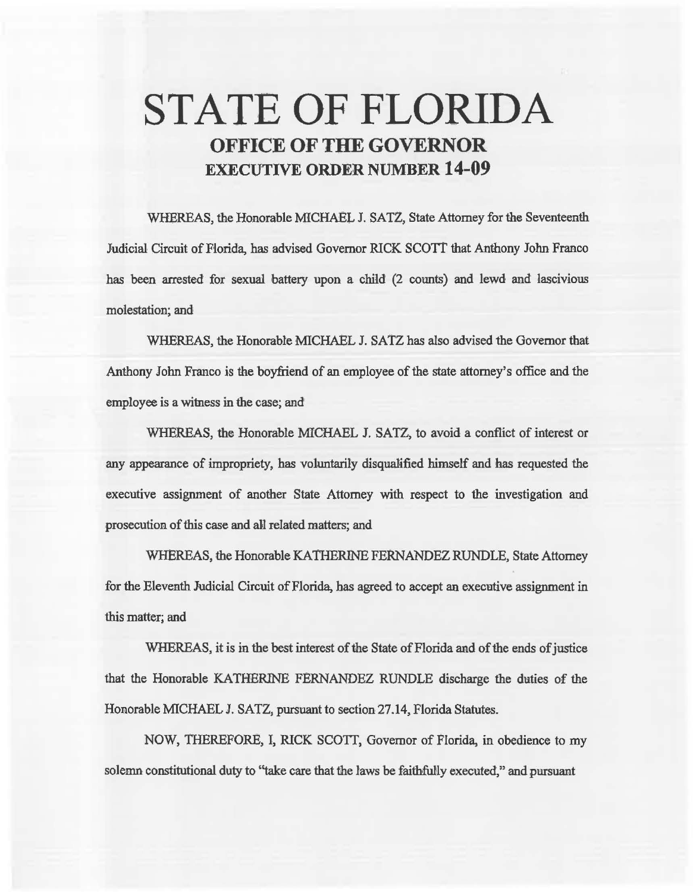# STATE OF FLORIDA

## OFFICE OF THE GOVERNOR

### EXECUTIVE ORDER NUMBER 14-09

WHEREAS, the Honorable MICHAEL J. SATZ, State Attorney for the Seventeenth Judicial Circuit of Florida, has advised Governor RICK SCOTT that Anthony John Franco has been arrested for sexual battery upon a child (2 counts) and lewd and lascivious molestation; and

WHEREAS, the Honorable MICHAEL J. SATZ has also advised the Governor that Anthony John Franco is the boyfriend of an employee of the state attorney's office and the employee is a witness in the case; and

WHEREAS, the Honorable MICHAEL J. SATZ, to avoid a conflict of interest or any appearance of impropriety, has voluntarily disqualified himself and has requested the executive assignment of another State Attorney with respect to the investigation and prosecution of this case and all related matters; and

WHEREAS, the Honorable KATHERINE FERNANDEZ RUNDLE, State Attorney for the Eleventh Judicial Circuit of Florida, has agreed to accept an executive assignment in this matter; and

WHEREAS, it is in the best interest of the State of Florida and of the ends of justice that the Honorable KATHERINE FERNANDEZ RUNDLE discharge the duties of the Honorable MICHAEL J. SATZ, pursuant to section 27.14, Florida Statutes.

NOW, THEREFORE, I, RICK SCOTT, Governor of Florida, in obedience to my solemn constitutional duty to "take care that the laws be faithfully executed," and pursuant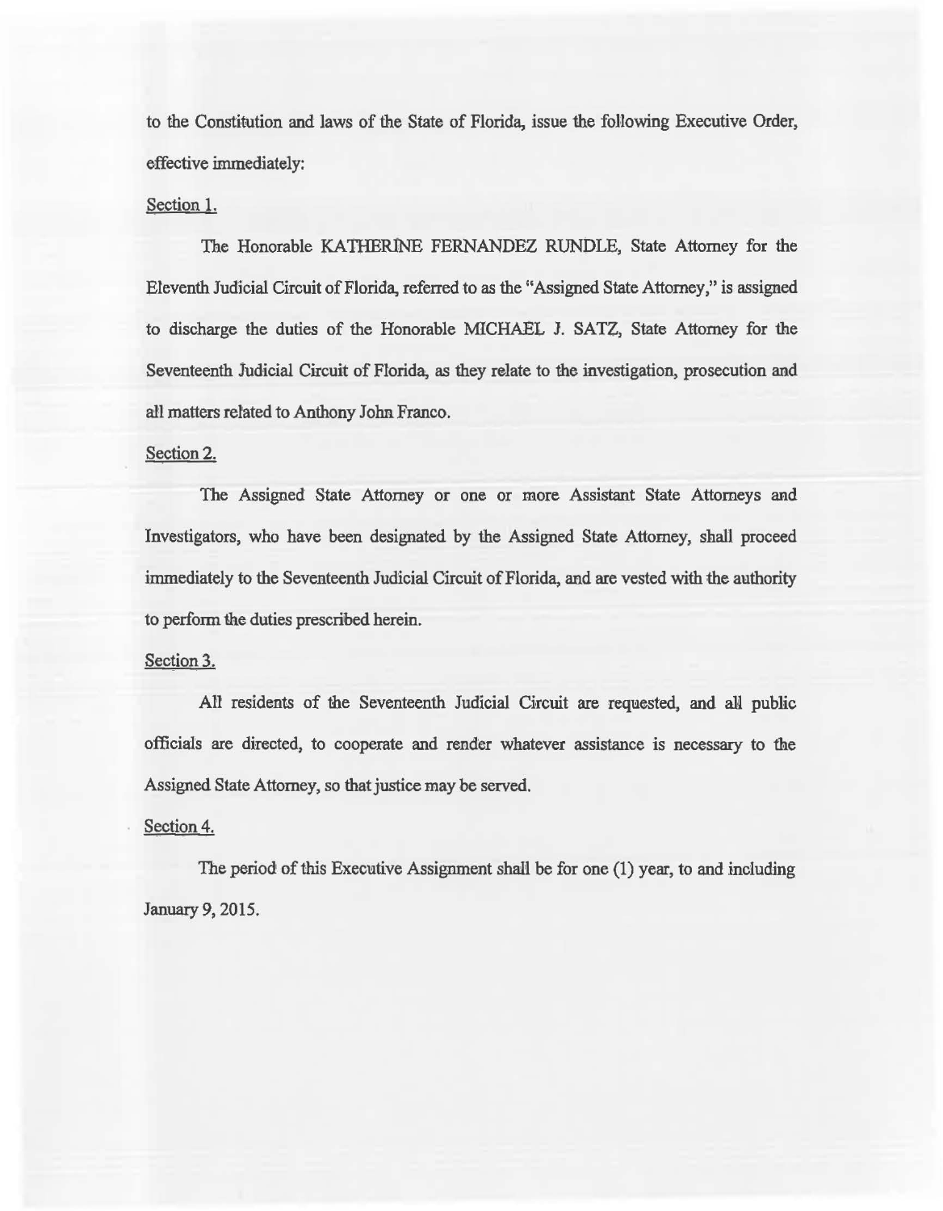to the Constitution and laws of the State of Florida, issue the following Executive Order, effective immediately:

<u>Section 1.</u>

The Honorable KATHERINE FERNANDEZ RUNDLE, State Attorney for the Eleventh Judicial Circuit of Florida, referred to as the "Assigned State Attorney," is assigned to discharge the duties of the Honorable MICHAEL J. SATZ, State Attorney for the Seventeenth Judicial Circuit of Florida, as they relate to the investigation, prosecution and all matters related to Anthony John Franco.

<u>Section 2.</u>

The Assigned State Attorney or one or more Assistant State Attorneys and Investigators, who have been designated by the Assigned State Attorney, shall proceed immediately to the Seventeenth Judicial Circuit of Florida, and are vested with the authority to perform the duties prescribed herein.

<u>Section 3.</u>

All residents of the Seventeenth Judicial Circuit are requested, and all public officials are directed, to cooperate and render whatever assistance is necessary to the Assigned State Attorney, so that justice may be served.

<u>Section 4.</u>

The period of this Executive Assignment shall be for one (1) year, to and including January 9, 2015.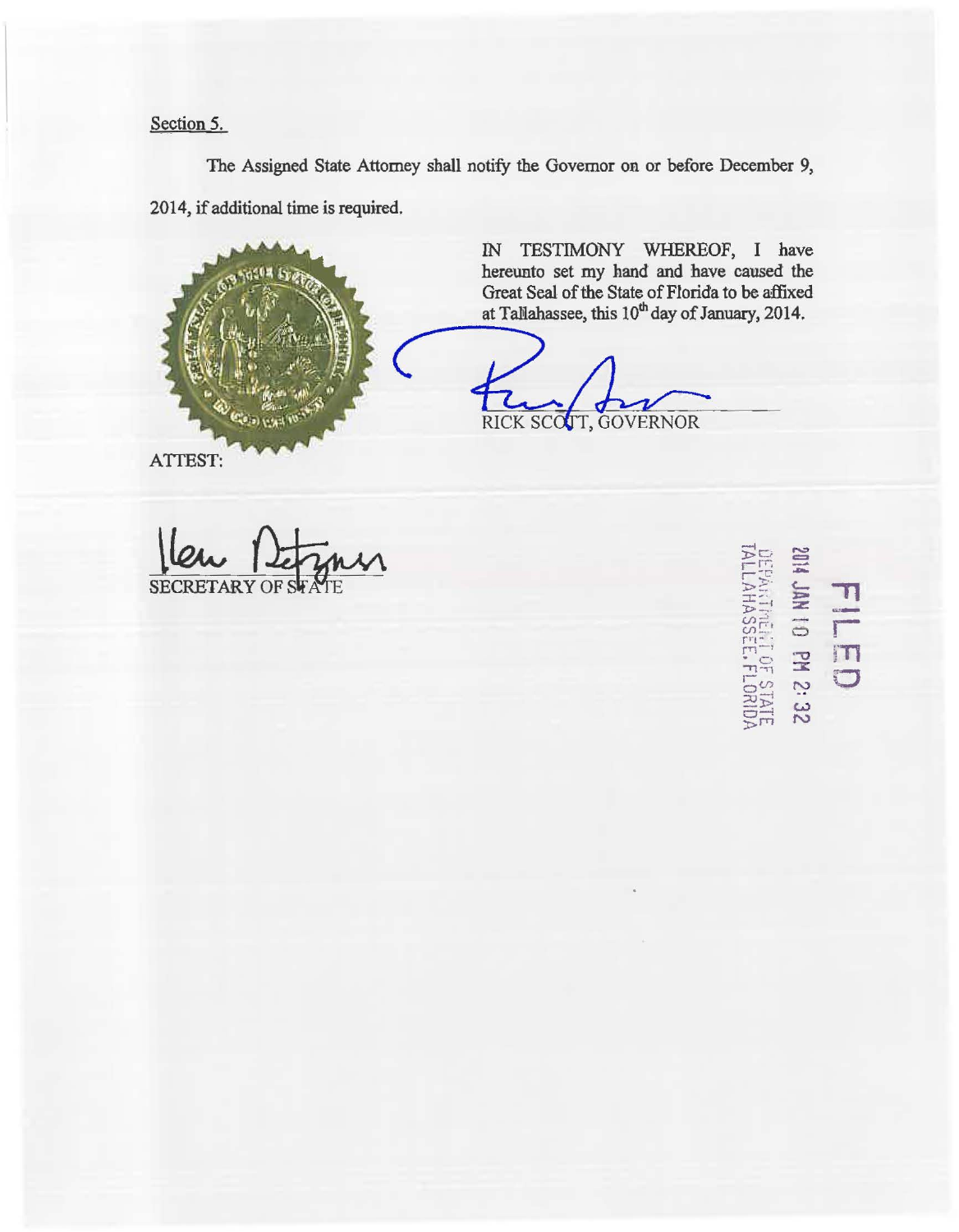Section 5.

The Assigned State Attorney shall notify the Governor on or before December 9, 2014, if additional time is required.

IN TESTIMONY WHEREOF, I have hereunto set my hand and have caused the Great Seal of the State of Florida to be affixed at Tallahassee, this 10th day of January, 2014.

RICK SCOTT, GOVERNOR

ATTEST:

SECRETARY OF STATE

FILED

2014 JAN 10 PM 2:32

DEPARTMENT OF STATE
TALLAHASSEE, FLORIDA